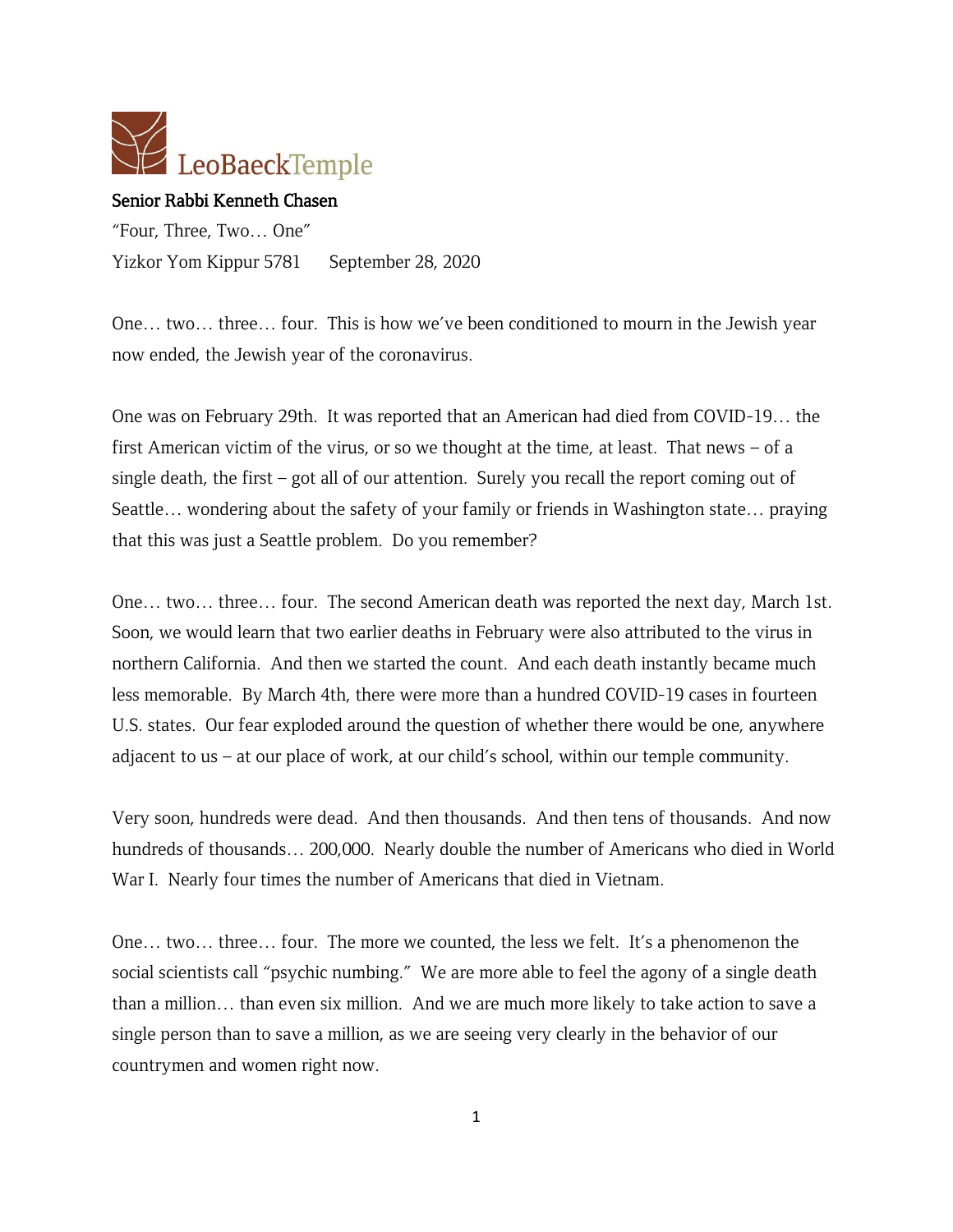LeoBaeckTemple

**Senior Rabbi Kenneth Chasen**

"Four, Three, Two… One"

Yizkor Yom Kippur 5781 September 28, 2020

One… two… three… four. This is how we've been conditioned to mourn in the Jewish year now ended, the Jewish year of the coronavirus.

One was on February 29th. It was reported that an American had died from COVID-19… the first American victim of the virus, or so we thought at the time, at least. That news – of a single death, the first – got all of our attention. Surely you recall the report coming out of Seattle… wondering about the safety of your family or friends in Washington state… praying that this was just a Seattle problem. Do you remember?

One… two… three… four. The second American death was reported the next day, March 1st. Soon, we would learn that two earlier deaths in February were also attributed to the virus in northern California. And then we started the count. And each death instantly became much less memorable. By March 4th, there were more than a hundred COVID-19 cases in fourteen U.S. states. Our fear exploded around the question of whether there would be one, anywhere adjacent to us – at our place of work, at our child's school, within our temple community.

Very soon, hundreds were dead. And then thousands. And then tens of thousands. And now hundreds of thousands… 200,000. Nearly double the number of Americans who died in World War I. Nearly four times the number of Americans that died in Vietnam.

One… two… three… four. The more we counted, the less we felt. It's a phenomenon the social scientists call "psychic numbing." We are more able to feel the agony of a single death than a million… than even six million. And we are much more likely to take action to save a single person than to save a million, as we are seeing very clearly in the behavior of our countrymen and women right now.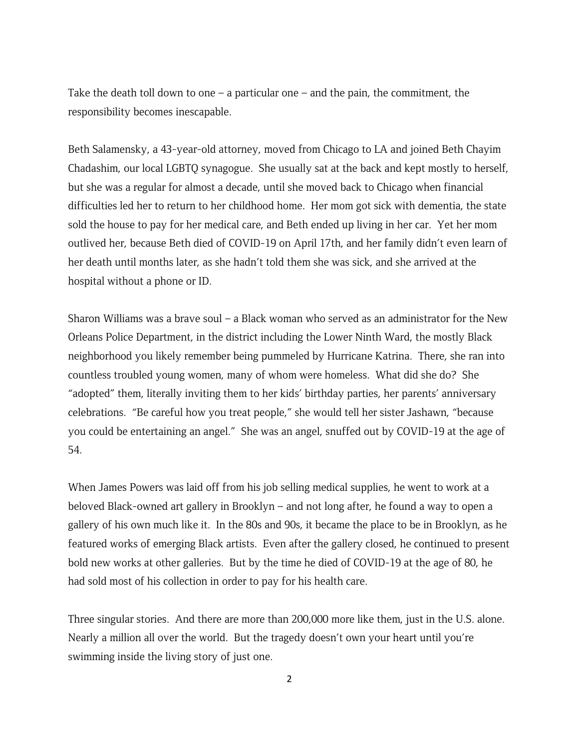Take the death toll down to one – a particular one – and the pain, the commitment, the responsibility becomes inescapable.

Beth Salamensky, a 43-year-old attorney, moved from Chicago to LA and joined Beth Chayim Chadashim, our local LGBTQ synagogue. She usually sat at the back and kept mostly to herself, but she was a regular for almost a decade, until she moved back to Chicago when financial difficulties led her to return to her childhood home. Her mom got sick with dementia, the state sold the house to pay for her medical care, and Beth ended up living in her car. Yet her mom outlived her, because Beth died of COVID-19 on April 17th, and her family didn't even learn of her death until months later, as she hadn't told them she was sick, and she arrived at the hospital without a phone or ID.

Sharon Williams was a brave soul – a Black woman who served as an administrator for the New Orleans Police Department, in the district including the Lower Ninth Ward, the mostly Black neighborhood you likely remember being pummeled by Hurricane Katrina. There, she ran into countless troubled young women, many of whom were homeless. What did she do? She "adopted" them, literally inviting them to her kids' birthday parties, her parents' anniversary celebrations. "Be careful how you treat people," she would tell her sister Jashawn, "because you could be entertaining an angel." She was an angel, snuffed out by COVID-19 at the age of 54.

When James Powers was laid off from his job selling medical supplies, he went to work at a beloved Black-owned art gallery in Brooklyn – and not long after, he found a way to open a gallery of his own much like it. In the 80s and 90s, it became the place to be in Brooklyn, as he featured works of emerging Black artists. Even after the gallery closed, he continued to present bold new works at other galleries. But by the time he died of COVID-19 at the age of 80, he had sold most of his collection in order to pay for his health care.

Three singular stories. And there are more than 200,000 more like them, just in the U.S. alone. Nearly a million all over the world. But the tragedy doesn't own your heart until you're swimming inside the living story of just one.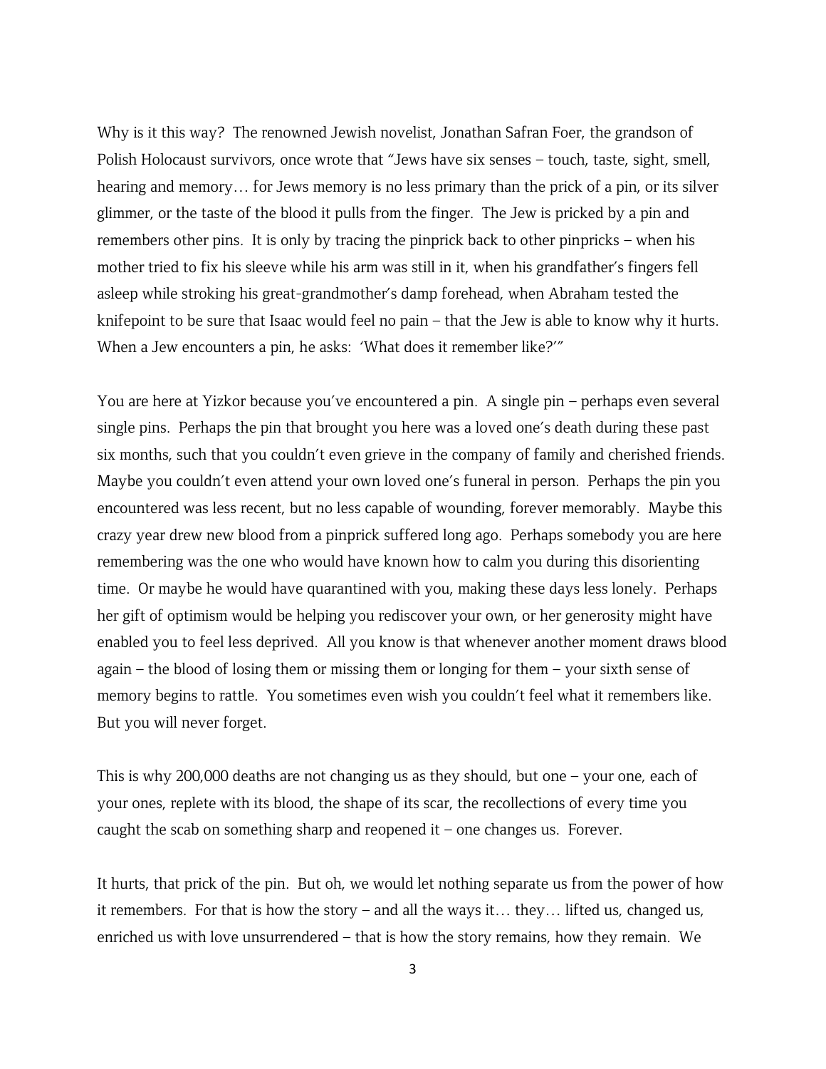Why is it this way? The renowned Jewish novelist, Jonathan Safran Foer, the grandson of Polish Holocaust survivors, once wrote that "Jews have six senses – touch, taste, sight, smell, hearing and memory… for Jews memory is no less primary than the prick of a pin, or its silver glimmer, or the taste of the blood it pulls from the finger. The Jew is pricked by a pin and remembers other pins. It is only by tracing the pinprick back to other pinpricks – when his mother tried to fix his sleeve while his arm was still in it, when his grandfather's fingers fell asleep while stroking his great-grandmother's damp forehead, when Abraham tested the knifepoint to be sure that Isaac would feel no pain – that the Jew is able to know why it hurts. When a Jew encounters a pin, he asks: 'What does it remember like?'"

You are here at Yizkor because you've encountered a pin. A single pin – perhaps even several single pins. Perhaps the pin that brought you here was a loved one's death during these past six months, such that you couldn't even grieve in the company of family and cherished friends. Maybe you couldn't even attend your own loved one's funeral in person. Perhaps the pin you encountered was less recent, but no less capable of wounding, forever memorably. Maybe this crazy year drew new blood from a pinprick suffered long ago. Perhaps somebody you are here remembering was the one who would have known how to calm you during this disorienting time. Or maybe he would have quarantined with you, making these days less lonely. Perhaps her gift of optimism would be helping you rediscover your own, or her generosity might have enabled you to feel less deprived. All you know is that whenever another moment draws blood again – the blood of losing them or missing them or longing for them – your sixth sense of memory begins to rattle. You sometimes even wish you couldn't feel what it remembers like. But you will never forget.

This is why 200,000 deaths are not changing us as they should, but one – your one, each of your ones, replete with its blood, the shape of its scar, the recollections of every time you caught the scab on something sharp and reopened it – one changes us. Forever.

It hurts, that prick of the pin. But oh, we would let nothing separate us from the power of how it remembers. For that is how the story – and all the ways it… they… lifted us, changed us, enriched us with love unsurrendered – that is how the story remains, how they remain. We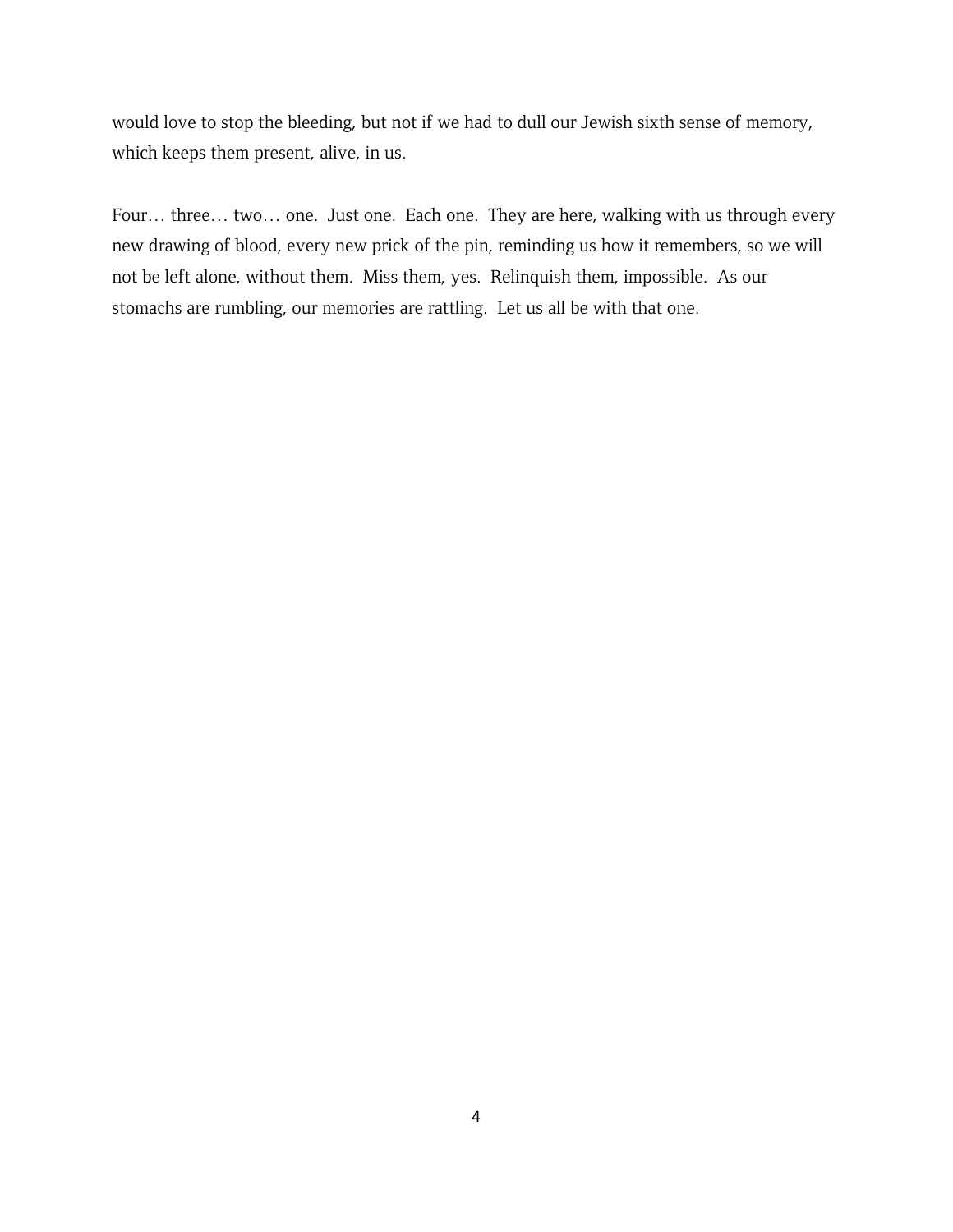would love to stop the bleeding, but not if we had to dull our Jewish sixth sense of memory, which keeps them present, alive, in us.

Four… three… two… one. Just one. Each one. They are here, walking with us through every new drawing of blood, every new prick of the pin, reminding us how it remembers, so we will not be left alone, without them. Miss them, yes. Relinquish them, impossible. As our stomachs are rumbling, our memories are rattling. Let us all be with that one.